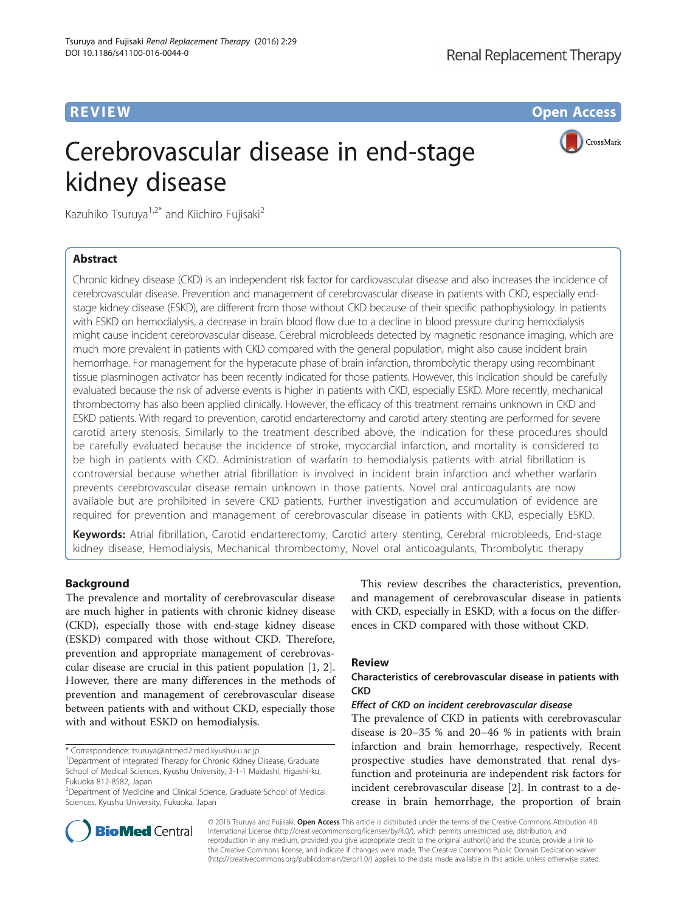REVIEW

Open Access

# Cerebrovascular disease in end-stage kidney disease

Kazuhiko Tsuruya[1,2*] and Kiichiro Fujisaki[2]

## Abstract

Chronic kidney disease (CKD) is an independent risk factor for cardiovascular disease and also increases the incidence of cerebrovascular disease. Prevention and management of cerebrovascular disease in patients with CKD, especially end-stage kidney disease (ESKD), are different from those without CKD because of their specific pathophysiology. In patients with ESKD on hemodialysis, a decrease in brain blood flow due to a decline in blood pressure during hemodialysis might cause incident cerebrovascular disease. Cerebral microbleeds detected by magnetic resonance imaging, which are much more prevalent in patients with CKD compared with the general population, might also cause incident brain hemorrhage. For management for the hyperacute phase of brain infarction, thrombolytic therapy using recombinant tissue plasminogen activator has been recently indicated for those patients. However, this indication should be carefully evaluated because the risk of adverse events is higher in patients with CKD, especially ESKD. More recently, mechanical thrombectomy has also been applied clinically. However, the efficacy of this treatment remains unknown in CKD and ESKD patients. With regard to prevention, carotid endarterectomy and carotid artery stenting are performed for severe carotid artery stenosis. Similarly to the treatment described above, the indication for these procedures should be carefully evaluated because the incidence of stroke, myocardial infarction, and mortality is considered to be high in patients with CKD. Administration of warfarin to hemodialysis patients with atrial fibrillation is controversial because whether atrial fibrillation is involved in incident brain infarction and whether warfarin prevents cerebrovascular disease remain unknown in those patients. Novel oral anticoagulants are now available but are prohibited in severe CKD patients. Further investigation and accumulation of evidence are required for prevention and management of cerebrovascular disease in patients with CKD, especially ESKD.

**Keywords:** Atrial fibrillation, Carotid endarterectomy, Carotid artery stenting, Cerebral microbleeds, End-stage kidney disease, Hemodialysis, Mechanical thrombectomy, Novel oral anticoagulants, Thrombolytic therapy

## Background

The prevalence and mortality of cerebrovascular disease are much higher in patients with chronic kidney disease (CKD), especially those with end-stage kidney disease (ESKD) compared with those without CKD. Therefore, prevention and appropriate management of cerebrovascular disease are crucial in this patient population [1, 2]. However, there are many differences in the methods of prevention and management of cerebrovascular disease between patients with and without CKD, especially those with and without ESKD on hemodialysis.

This review describes the characteristics, prevention, and management of cerebrovascular disease in patients with CKD, especially in ESKD, with a focus on the differences in CKD compared with those without CKD.

## Review

### Characteristics of cerebrovascular disease in patients with CKD

#### *Effect of CKD on incident cerebrovascular disease*

The prevalence of CKD in patients with cerebrovascular disease is 20–35 % and 20–46 % in patients with brain infarction and brain hemorrhage, respectively. Recent prospective studies have demonstrated that renal dysfunction and proteinuria are independent risk factors for incident cerebrovascular disease [2]. In contrast to a decrease in brain hemorrhage, the proportion of brain

\* Correspondence: tsuruya@intmed2.med.kyushu-u.ac.jp

[1]Department of Integrated Therapy for Chronic Kidney Disease, Graduate School of Medical Sciences, Kyushu University, 3-1-1 Maidashi, Higashi-ku, Fukuoka 812-8582, Japan

[2]Department of Medicine and Clinical Science, Graduate School of Medical Sciences, Kyushu University, Fukuoka, Japan

© 2016 Tsuruya and Fujisaki. **Open Access** This article is distributed under the terms of the Creative Commons Attribution 4.0 International License (http://creativecommons.org/licenses/by/4.0/), which permits unrestricted use, distribution, and reproduction in any medium, provided you give appropriate credit to the original author(s) and the source, provide a link to the Creative Commons license, and indicate if changes were made. The Creative Commons Public Domain Dedication waiver (http://creativecommons.org/publicdomain/zero/1.0/) applies to the data made available in this article, unless otherwise stated.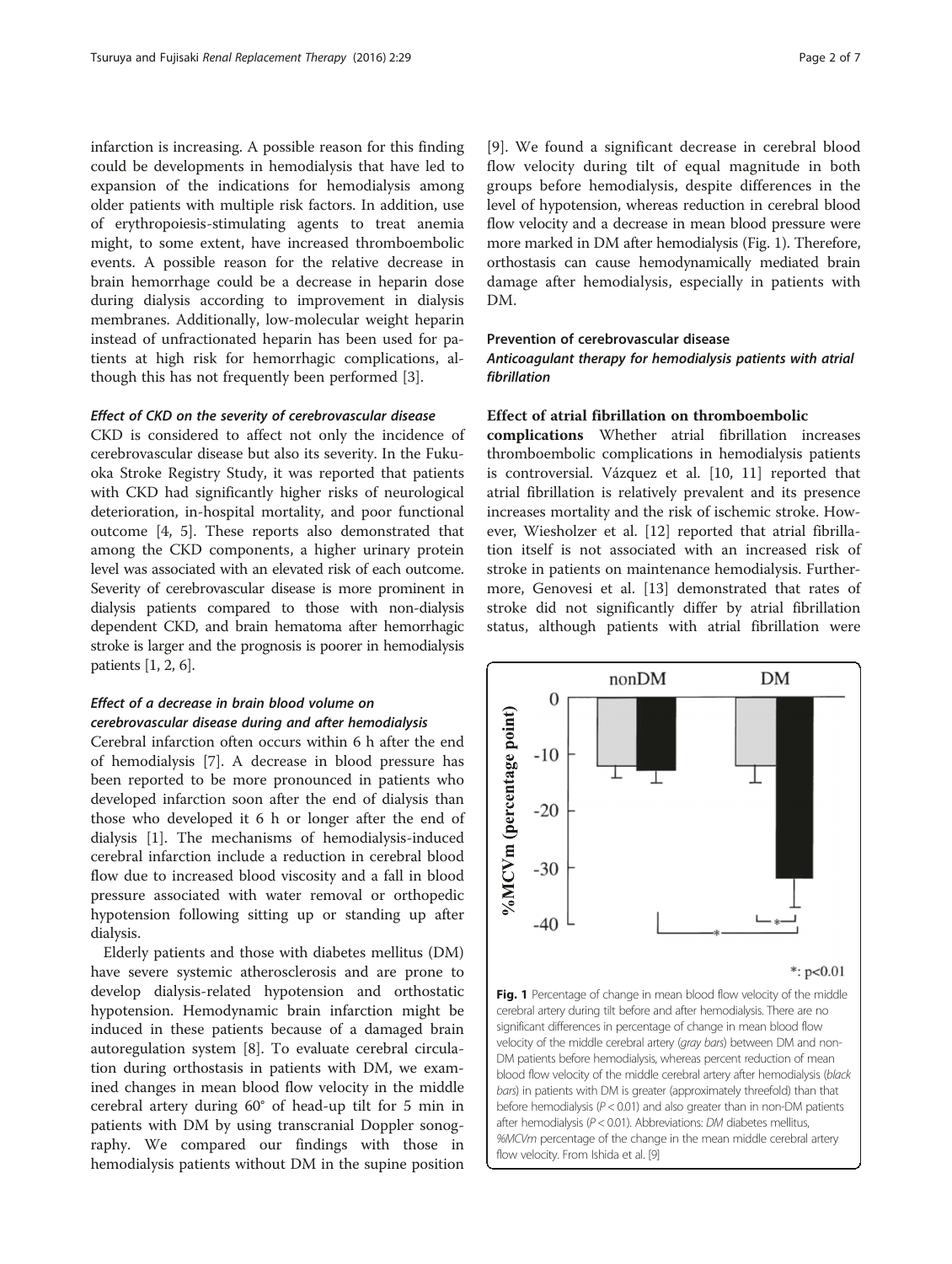infarction is increasing. A possible reason for this finding could be developments in hemodialysis that have led to expansion of the indications for hemodialysis among older patients with multiple risk factors. In addition, use of erythropoiesis-stimulating agents to treat anemia might, to some extent, have increased thromboembolic events. A possible reason for the relative decrease in brain hemorrhage could be a decrease in heparin dose during dialysis according to improvement in dialysis membranes. Additionally, low-molecular weight heparin instead of unfractionated heparin has been used for patients at high risk for hemorrhagic complications, although this has not frequently been performed [3].

### *Effect of CKD on the severity of cerebrovascular disease*

CKD is considered to affect not only the incidence of cerebrovascular disease but also its severity. In the Fukuoka Stroke Registry Study, it was reported that patients with CKD had significantly higher risks of neurological deterioration, in-hospital mortality, and poor functional outcome [4, 5]. These reports also demonstrated that among the CKD components, a higher urinary protein level was associated with an elevated risk of each outcome. Severity of cerebrovascular disease is more prominent in dialysis patients compared to those with non-dialysis dependent CKD, and brain hematoma after hemorrhagic stroke is larger and the prognosis is poorer in hemodialysis patients [1, 2, 6].

### *Effect of a decrease in brain blood volume on cerebrovascular disease during and after hemodialysis*

Cerebral infarction often occurs within 6 h after the end of hemodialysis [7]. A decrease in blood pressure has been reported to be more pronounced in patients who developed infarction soon after the end of dialysis than those who developed it 6 h or longer after the end of dialysis [1]. The mechanisms of hemodialysis-induced cerebral infarction include a reduction in cerebral blood flow due to increased blood viscosity and a fall in blood pressure associated with water removal or orthopedic hypotension following sitting up or standing up after dialysis.

Elderly patients and those with diabetes mellitus (DM) have severe systemic atherosclerosis and are prone to develop dialysis-related hypotension and orthostatic hypotension. Hemodynamic brain infarction might be induced in these patients because of a damaged brain autoregulation system [8]. To evaluate cerebral circulation during orthostasis in patients with DM, we examined changes in mean blood flow velocity in the middle cerebral artery during 60° of head-up tilt for 5 min in patients with DM by using transcranial Doppler sonography. We compared our findings with those in hemodialysis patients without DM in the supine position [9]. We found a significant decrease in cerebral blood flow velocity during tilt of equal magnitude in both groups before hemodialysis, despite differences in the level of hypotension, whereas reduction in cerebral blood flow velocity and a decrease in mean blood pressure were more marked in DM after hemodialysis (Fig. 1). Therefore, orthostasis can cause hemodynamically mediated brain damage after hemodialysis, especially in patients with DM.

## Prevention of cerebrovascular disease

### *Anticoagulant therapy for hemodialysis patients with atrial fibrillation*

#### Effect of atrial fibrillation on thromboembolic complications

Whether atrial fibrillation increases thromboembolic complications in hemodialysis patients is controversial. Vázquez et al. [10, 11] reported that atrial fibrillation is relatively prevalent and its presence increases mortality and the risk of ischemic stroke. However, Wiesholzer et al. [12] reported that atrial fibrillation itself is not associated with an increased risk of stroke in patients on maintenance hemodialysis. Furthermore, Genovesi et al. [13] demonstrated that rates of stroke did not significantly differ by atrial fibrillation status, although patients with atrial fibrillation were

**Fig. 1** Percentage of change in mean blood flow velocity of the middle cerebral artery during tilt before and after hemodialysis. There are no significant differences in percentage of change in mean blood flow velocity of the middle cerebral artery (*gray bars*) between DM and non-DM patients before hemodialysis, whereas percent reduction of mean blood flow velocity of the middle cerebral artery after hemodialysis (*black bars*) in patients with DM is greater (approximately threefold) than that before hemodialysis ($P < 0.01$) and also greater than in non-DM patients after hemodialysis ($P < 0.01$). Abbreviations: *DM* diabetes mellitus, *%MCVm* percentage of the change in the mean middle cerebral artery flow velocity. From Ishida et al. [9]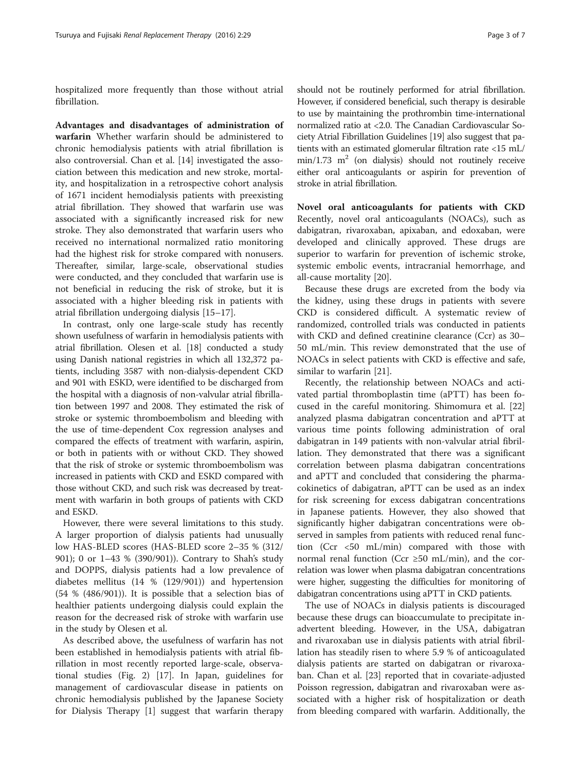hospitalized more frequently than those without atrial fibrillation.

**Advantages and disadvantages of administration of warfarin** Whether warfarin should be administered to chronic hemodialysis patients with atrial fibrillation is also controversial. Chan et al. [14] investigated the association between this medication and new stroke, mortality, and hospitalization in a retrospective cohort analysis of 1671 incident hemodialysis patients with preexisting atrial fibrillation. They showed that warfarin use was associated with a significantly increased risk for new stroke. They also demonstrated that warfarin users who received no international normalized ratio monitoring had the highest risk for stroke compared with nonusers. Thereafter, similar, large-scale, observational studies were conducted, and they concluded that warfarin use is not beneficial in reducing the risk of stroke, but it is associated with a higher bleeding risk in patients with atrial fibrillation undergoing dialysis [15–17].

In contrast, only one large-scale study has recently shown usefulness of warfarin in hemodialysis patients with atrial fibrillation. Olesen et al. [18] conducted a study using Danish national registries in which all 132,372 patients, including 3587 with non-dialysis-dependent CKD and 901 with ESKD, were identified to be discharged from the hospital with a diagnosis of non-valvular atrial fibrillation between 1997 and 2008. They estimated the risk of stroke or systemic thromboembolism and bleeding with the use of time-dependent Cox regression analyses and compared the effects of treatment with warfarin, aspirin, or both in patients with or without CKD. They showed that the risk of stroke or systemic thromboembolism was increased in patients with CKD and ESKD compared with those without CKD, and such risk was decreased by treatment with warfarin in both groups of patients with CKD and ESKD.

However, there were several limitations to this study. A larger proportion of dialysis patients had unusually low HAS-BLED scores (HAS-BLED score 2–35 % (312/901); 0 or 1–43 % (390/901)). Contrary to Shah's study and DOPPS, dialysis patients had a low prevalence of diabetes mellitus (14 % (129/901)) and hypertension (54 % (486/901)). It is possible that a selection bias of healthier patients undergoing dialysis could explain the reason for the decreased risk of stroke with warfarin use in the study by Olesen et al.

As described above, the usefulness of warfarin has not been established in hemodialysis patients with atrial fibrillation in most recently reported large-scale, observational studies (Fig. 2) [17]. In Japan, guidelines for management of cardiovascular disease in patients on chronic hemodialysis published by the Japanese Society for Dialysis Therapy [1] suggest that warfarin therapy should not be routinely performed for atrial fibrillation. However, if considered beneficial, such therapy is desirable to use by maintaining the prothrombin time-international normalized ratio at <2.0. The Canadian Cardiovascular Society Atrial Fibrillation Guidelines [19] also suggest that patients with an estimated glomerular filtration rate <15 mL/min/1.73 $m^2$ (on dialysis) should not routinely receive either oral anticoagulants or aspirin for prevention of stroke in atrial fibrillation.

**Novel oral anticoagulants for patients with CKD** Recently, novel oral anticoagulants (NOACs), such as dabigatran, rivaroxaban, apixaban, and edoxaban, were developed and clinically approved. These drugs are superior to warfarin for prevention of ischemic stroke, systemic embolic events, intracranial hemorrhage, and all-cause mortality [20].

Because these drugs are excreted from the body via the kidney, using these drugs in patients with severe CKD is considered difficult. A systematic review of randomized, controlled trials was conducted in patients with CKD and defined creatinine clearance (Ccr) as 30–50 mL/min. This review demonstrated that the use of NOACs in select patients with CKD is effective and safe, similar to warfarin [21].

Recently, the relationship between NOACs and activated partial thromboplastin time (aPTT) has been focused in the careful monitoring. Shimomura et al. [22] analyzed plasma dabigatran concentration and aPTT at various time points following administration of oral dabigatran in 149 patients with non-valvular atrial fibrillation. They demonstrated that there was a significant correlation between plasma dabigatran concentrations and aPTT and concluded that considering the pharmacokinetics of dabigatran, aPTT can be used as an index for risk screening for excess dabigatran concentrations in Japanese patients. However, they also showed that significantly higher dabigatran concentrations were observed in samples from patients with reduced renal function (Ccr <50 mL/min) compared with those with normal renal function (Ccr ≥50 mL/min), and the correlation was lower when plasma dabigatran concentrations were higher, suggesting the difficulties for monitoring of dabigatran concentrations using aPTT in CKD patients.

The use of NOACs in dialysis patients is discouraged because these drugs can bioaccumulate to precipitate inadvertent bleeding. However, in the USA, dabigatran and rivaroxaban use in dialysis patients with atrial fibrillation has steadily risen to where 5.9 % of anticoagulated dialysis patients are started on dabigatran or rivaroxaban. Chan et al. [23] reported that in covariate-adjusted Poisson regression, dabigatran and rivaroxaban were associated with a higher risk of hospitalization or death from bleeding compared with warfarin. Additionally, the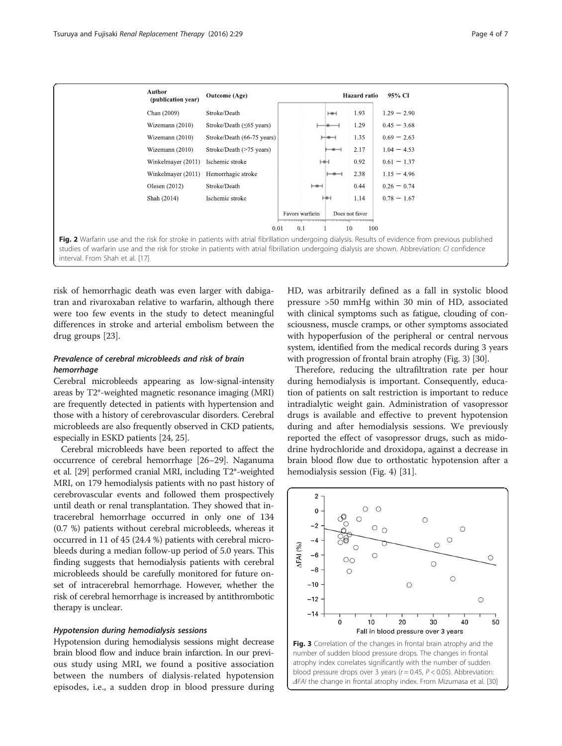| Author (publication year) | Outcome (Age) | Hazard ratio | 95% CI |
|---|---|---|---|
| Chan (2009) | Stroke/Death | 1.93 | 1.29 − 2.90 |
| Wizemann (2010) | Stroke/Death (≤65 years) | 1.29 | 0.45 − 3.68 |
| Wizemann (2010) | Stroke/Death (66-75 years) | 1.35 | 0.69 − 2.63 |
| Wizemann (2010) | Stroke/Death (>75 years) | 2.17 | 1.04 − 4.53 |
| Winkelmayer (2011) | Ischemic stroke | 0.92 | 0.61 − 1.37 |
| Winkelmayer (2011) | Hemorrhagic stroke | 2.38 | 1.15 − 4.96 |
| Olesen (2012) | Stroke/Death | 0.44 | 0.26 − 0.74 |
| Shah (2014) | Ischemic stroke | 1.14 | 0.78 − 1.67 |

**Fig. 2** Warfarin use and the risk for stroke in patients with atrial fibrillation undergoing dialysis. Results of evidence from previous published studies of warfarin use and the risk for stroke in patients with atrial fibrillation undergoing dialysis are shown. Abbreviation: *CI* confidence interval. From Shah et al. [17]

risk of hemorrhagic death was even larger with dabigatran and rivaroxaban relative to warfarin, although there were too few events in the study to detect meaningful differences in stroke and arterial embolism between the drug groups [23].

### *Prevalence of cerebral microbleeds and risk of brain hemorrhage*

Cerebral microbleeds appearing as low-signal-intensity areas by T2*-weighted magnetic resonance imaging (MRI) are frequently detected in patients with hypertension and those with a history of cerebrovascular disorders. Cerebral microbleeds are also frequently observed in CKD patients, especially in ESKD patients [24, 25].

Cerebral microbleeds have been reported to affect the occurrence of cerebral hemorrhage [26–29]. Naganuma et al. [29] performed cranial MRI, including T2*-weighted MRI, on 179 hemodialysis patients with no past history of cerebrovascular events and followed them prospectively until death or renal transplantation. They showed that intracerebral hemorrhage occurred in only one of 134 (0.7 %) patients without cerebral microbleeds, whereas it occurred in 11 of 45 (24.4 %) patients with cerebral microbleeds during a median follow-up period of 5.0 years. This finding suggests that hemodialysis patients with cerebral microbleeds should be carefully monitored for future onset of intracerebral hemorrhage. However, whether the risk of cerebral hemorrhage is increased by antithrombotic therapy is unclear.

### *Hypotension during hemodialysis sessions*

Hypotension during hemodialysis sessions might decrease brain blood flow and induce brain infarction. In our previous study using MRI, we found a positive association between the numbers of dialysis-related hypotension episodes, i.e., a sudden drop in blood pressure during HD, was arbitrarily defined as a fall in systolic blood pressure >50 mmHg within 30 min of HD, associated with clinical symptoms such as fatigue, clouding of consciousness, muscle cramps, or other symptoms associated with hypoperfusion of the peripheral or central nervous system, identified from the medical records during 3 years with progression of frontal brain atrophy (Fig. 3) [30].

Therefore, reducing the ultrafiltration rate per hour during hemodialysis is important. Consequently, education of patients on salt restriction is important to reduce intradialytic weight gain. Administration of vasopressor drugs is available and effective to prevent hypotension during and after hemodialysis sessions. We previously reported the effect of vasopressor drugs, such as midodrine hydrochloride and droxidopa, against a decrease in brain blood flow due to orthostatic hypotension after a hemodialysis session (Fig. 4) [31].

**Fig. 3** Correlation of the changes in frontal brain atrophy and the number of sudden blood pressure drops. The changes in frontal atrophy index correlates significantly with the number of sudden blood pressure drops over 3 years ($r = 0.45$, $P < 0.05$). Abbreviation: *ΔFAI* the change in frontal atrophy index. From Mizumasa et al. [30]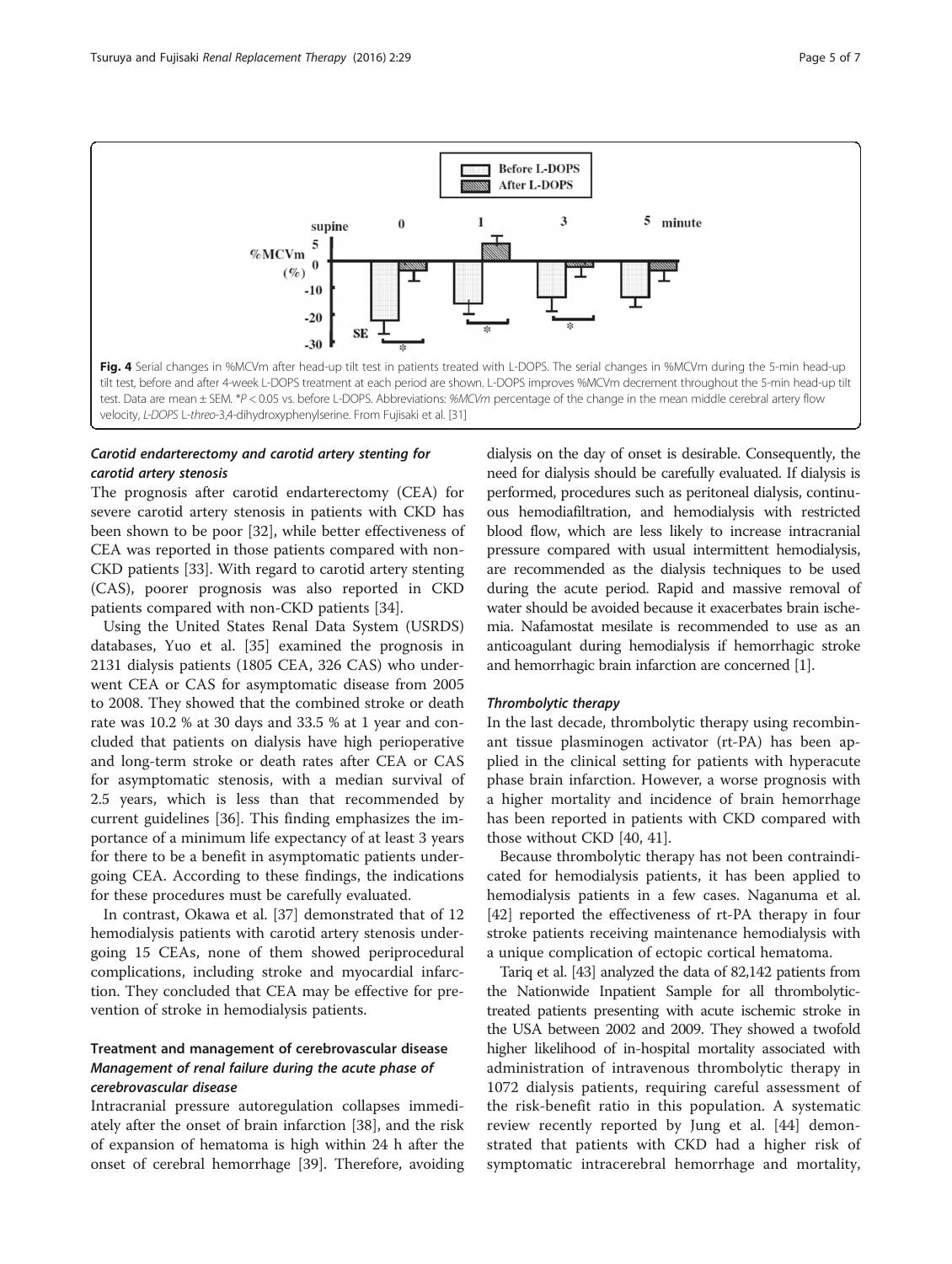**Fig. 4** Serial changes in %MCVm after head-up tilt test in patients treated with L-DOPS. The serial changes in %MCVm during the 5-min head-up tilt test, before and after 4-week L-DOPS treatment at each period are shown. L-DOPS improves %MCVm decrement throughout the 5-min head-up tilt test. Data are mean ± SEM. *$P < 0.05$ vs. before L-DOPS. Abbreviations: *%MCVm* percentage of the change in the mean middle cerebral artery flow velocity, *L-DOPS* L-*threo*-3,4-dihydroxyphenylserine. From Fujisaki et al. [31]

### *Carotid endarterectomy and carotid artery stenting for carotid artery stenosis*

The prognosis after carotid endarterectomy (CEA) for severe carotid artery stenosis in patients with CKD has been shown to be poor [32], while better effectiveness of CEA was reported in those patients compared with non-CKD patients [33]. With regard to carotid artery stenting (CAS), poorer prognosis was also reported in CKD patients compared with non-CKD patients [34].

Using the United States Renal Data System (USRDS) databases, Yuo et al. [35] examined the prognosis in 2131 dialysis patients (1805 CEA, 326 CAS) who underwent CEA or CAS for asymptomatic disease from 2005 to 2008. They showed that the combined stroke or death rate was 10.2 % at 30 days and 33.5 % at 1 year and concluded that patients on dialysis have high perioperative and long-term stroke or death rates after CEA or CAS for asymptomatic stenosis, with a median survival of 2.5 years, which is less than that recommended by current guidelines [36]. This finding emphasizes the importance of a minimum life expectancy of at least 3 years for there to be a benefit in asymptomatic patients undergoing CEA. According to these findings, the indications for these procedures must be carefully evaluated.

In contrast, Okawa et al. [37] demonstrated that of 12 hemodialysis patients with carotid artery stenosis undergoing 15 CEAs, none of them showed periprocedural complications, including stroke and myocardial infarction. They concluded that CEA may be effective for prevention of stroke in hemodialysis patients.

## Treatment and management of cerebrovascular disease

### *Management of renal failure during the acute phase of cerebrovascular disease*

Intracranial pressure autoregulation collapses immediately after the onset of brain infarction [38], and the risk of expansion of hematoma is high within 24 h after the onset of cerebral hemorrhage [39]. Therefore, avoiding dialysis on the day of onset is desirable. Consequently, the need for dialysis should be carefully evaluated. If dialysis is performed, procedures such as peritoneal dialysis, continuous hemodiafiltration, and hemodialysis with restricted blood flow, which are less likely to increase intracranial pressure compared with usual intermittent hemodialysis, are recommended as the dialysis techniques to be used during the acute period. Rapid and massive removal of water should be avoided because it exacerbates brain ischemia. Nafamostat mesilate is recommended to use as an anticoagulant during hemodialysis if hemorrhagic stroke and hemorrhagic brain infarction are concerned [1].

### *Thrombolytic therapy*

In the last decade, thrombolytic therapy using recombinant tissue plasminogen activator (rt-PA) has been applied in the clinical setting for patients with hyperacute phase brain infarction. However, a worse prognosis with a higher mortality and incidence of brain hemorrhage has been reported in patients with CKD compared with those without CKD [40, 41].

Because thrombolytic therapy has not been contraindicated for hemodialysis patients, it has been applied to hemodialysis patients in a few cases. Naganuma et al. [42] reported the effectiveness of rt-PA therapy in four stroke patients receiving maintenance hemodialysis with a unique complication of ectopic cortical hematoma.

Tariq et al. [43] analyzed the data of 82,142 patients from the Nationwide Inpatient Sample for all thrombolytic-treated patients presenting with acute ischemic stroke in the USA between 2002 and 2009. They showed a twofold higher likelihood of in-hospital mortality associated with administration of intravenous thrombolytic therapy in 1072 dialysis patients, requiring careful assessment of the risk-benefit ratio in this population. A systematic review recently reported by Jung et al. [44] demonstrated that patients with CKD had a higher risk of symptomatic intracerebral hemorrhage and mortality,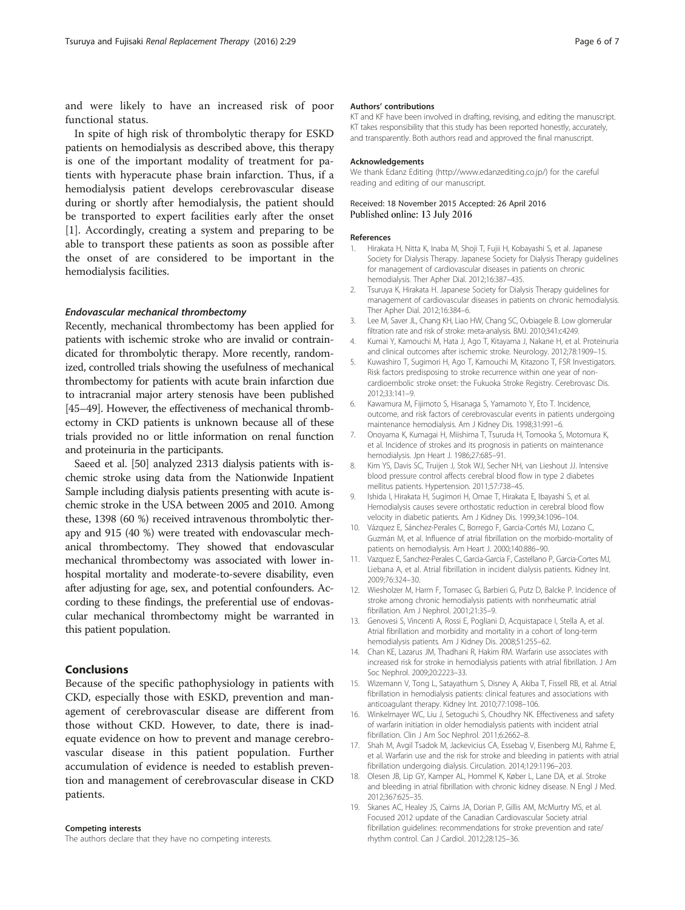and were likely to have an increased risk of poor functional status.

In spite of high risk of thrombolytic therapy for ESKD patients on hemodialysis as described above, this therapy is one of the important modality of treatment for patients with hyperacute phase brain infarction. Thus, if a hemodialysis patient develops cerebrovascular disease during or shortly after hemodialysis, the patient should be transported to expert facilities early after the onset [1]. Accordingly, creating a system and preparing to be able to transport these patients as soon as possible after the onset of are considered to be important in the hemodialysis facilities.

#### *Endovascular mechanical thrombectomy*

Recently, mechanical thrombectomy has been applied for patients with ischemic stroke who are invalid or contraindicated for thrombolytic therapy. More recently, randomized, controlled trials showing the usefulness of mechanical thrombectomy for patients with acute brain infarction due to intracranial major artery stenosis have been published [45–49]. However, the effectiveness of mechanical thrombectomy in CKD patients is unknown because all of these trials provided no or little information on renal function and proteinuria in the participants.

Saeed et al. [50] analyzed 2313 dialysis patients with ischemic stroke using data from the Nationwide Inpatient Sample including dialysis patients presenting with acute ischemic stroke in the USA between 2005 and 2010. Among these, 1398 (60 %) received intravenous thrombolytic therapy and 915 (40 %) were treated with endovascular mechanical thrombectomy. They showed that endovascular mechanical thrombectomy was associated with lower in-hospital mortality and moderate-to-severe disability, even after adjusting for age, sex, and potential confounders. According to these findings, the preferential use of endovascular mechanical thrombectomy might be warranted in this patient population.

## Conclusions

Because of the specific pathophysiology in patients with CKD, especially those with ESKD, prevention and management of cerebrovascular disease are different from those without CKD. However, to date, there is inadequate evidence on how to prevent and manage cerebrovascular disease in this patient population. Further accumulation of evidence is needed to establish prevention and management of cerebrovascular disease in CKD patients.

#### Competing interests

The authors declare that they have no competing interests.

#### Authors' contributions

KT and KF have been involved in drafting, revising, and editing the manuscript. KT takes responsibility that this study has been reported honestly, accurately, and transparently. Both authors read and approved the final manuscript.

#### Acknowledgements

We thank Edanz Editing (http://www.edanzediting.co.jp/) for the careful reading and editing of our manuscript.

Received: 18 November 2015 Accepted: 26 April 2016
Published online: 13 July 2016

#### References

1. Hirakata H, Nitta K, Inaba M, Shoji T, Fujii H, Kobayashi S, et al. Japanese Society for Dialysis Therapy. Japanese Society for Dialysis Therapy guidelines for management of cardiovascular diseases in patients on chronic hemodialysis. Ther Apher Dial. 2012;16:387–435.
2. Tsuruya K, Hirakata H. Japanese Society for Dialysis Therapy guidelines for management of cardiovascular diseases in patients on chronic hemodialysis. Ther Apher Dial. 2012;16:384–6.
3. Lee M, Saver JL, Chang KH, Liao HW, Chang SC, Ovbiagele B. Low glomerular filtration rate and risk of stroke: meta-analysis. BMJ. 2010;341:c4249.
4. Kumai Y, Kamouchi M, Hata J, Ago T, Kitayama J, Nakane H, et al. Proteinuria and clinical outcomes after ischemic stroke. Neurology. 2012;78:1909–15.
5. Kuwashiro T, Sugimori H, Ago T, Kamouchi M, Kitazono T, FSR Investigators. Risk factors predisposing to stroke recurrence within one year of non-cardioembolic stroke onset: the Fukuoka Stroke Registry. Cerebrovasc Dis. 2012;33:141–9.
6. Kawamura M, Fijimoto S, Hisanaga S, Yamamoto Y, Eto T. Incidence, outcome, and risk factors of cerebrovascular events in patients undergoing maintenance hemodialysis. Am J Kidney Dis. 1998;31:991–6.
7. Onoyama K, Kumagai H, Miishima T, Tsuruda H, Tomooka S, Motomura K, et al. Incidence of strokes and its prognosis in patients on maintenance hemodialysis. Jpn Heart J. 1986;27:685–91.
8. Kim YS, Davis SC, Truijen J, Stok WJ, Secher NH, van Lieshout JJ. Intensive blood pressure control affects cerebral blood flow in type 2 diabetes mellitus patients. Hypertension. 2011;57:738–45.
9. Ishida I, Hirakata H, Sugimori H, Omae T, Hirakata E, Ibayashi S, et al. Hemodialysis causes severe orthostatic reduction in cerebral blood flow velocity in diabetic patients. Am J Kidney Dis. 1999;34:1096–104.
10. Vázquez E, Sánchez-Perales C, Borrego F, Garcia-Cortés MJ, Lozano C, Guzmán M, et al. Influence of atrial fibrillation on the morbido-mortality of patients on hemodialysis. Am Heart J. 2000;140:886–90.
11. Vazquez E, Sanchez-Perales C, Garcia-Garcia F, Castellano P, Garcia-Cortes MJ, Liebana A, et al. Atrial fibrillation in incident dialysis patients. Kidney Int. 2009;76:324–30.
12. Wiesholzer M, Harm F, Tomasec G, Barbieri G, Putz D, Balcke P. Incidence of stroke among chronic hemodialysis patients with nonrheumatic atrial fibrillation. Am J Nephrol. 2001;21:35–9.
13. Genovesi S, Vincenti A, Rossi E, Pogliani D, Acquistapace I, Stella A, et al. Atrial fibrillation and morbidity and mortality in a cohort of long-term hemodialysis patients. Am J Kidney Dis. 2008;51:255–62.
14. Chan KE, Lazarus JM, Thadhani R, Hakim RM. Warfarin use associates with increased risk for stroke in hemodialysis patients with atrial fibrillation. J Am Soc Nephrol. 2009;20:2223–33.
15. Wizemann V, Tong L, Satayathum S, Disney A, Akiba T, Fissell RB, et al. Atrial fibrillation in hemodialysis patients: clinical features and associations with anticoagulant therapy. Kidney Int. 2010;77:1098–106.
16. Winkelmayer WC, Liu J, Setoguchi S, Choudhry NK. Effectiveness and safety of warfarin initiation in older hemodialysis patients with incident atrial fibrillation. Clin J Am Soc Nephrol. 2011;6:2662–8.
17. Shah M, Avgil Tsadok M, Jackevicius CA, Essebag V, Eisenberg MJ, Rahme E, et al. Warfarin use and the risk for stroke and bleeding in patients with atrial fibrillation undergoing dialysis. Circulation. 2014;129:1196–203.
18. Olesen JB, Lip GY, Kamper AL, Hommel K, Køber L, Lane DA, et al. Stroke and bleeding in atrial fibrillation with chronic kidney disease. N Engl J Med. 2012;367:625–35.
19. Skanes AC, Healey JS, Cairns JA, Dorian P, Gillis AM, McMurtry MS, et al. Focused 2012 update of the Canadian Cardiovascular Society atrial fibrillation guidelines: recommendations for stroke prevention and rate/rhythm control. Can J Cardiol. 2012;28:125–36.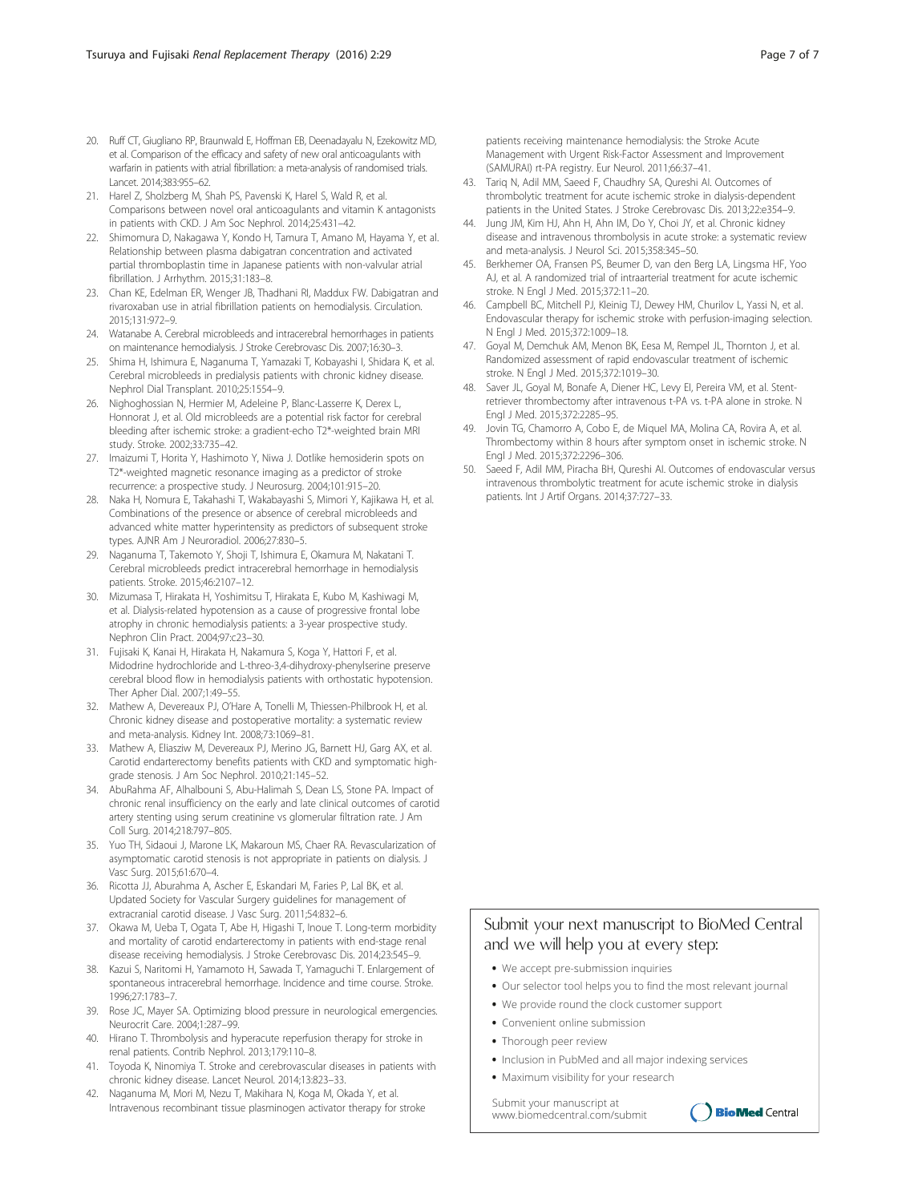20. Ruff CT, Giugliano RP, Braunwald E, Hoffman EB, Deenadayalu N, Ezekowitz MD, et al. Comparison of the efficacy and safety of new oral anticoagulants with warfarin in patients with atrial fibrillation: a meta-analysis of randomised trials. Lancet. 2014;383:955–62.
21. Harel Z, Sholzberg M, Shah PS, Pavenski K, Harel S, Wald R, et al. Comparisons between novel oral anticoagulants and vitamin K antagonists in patients with CKD. J Am Soc Nephrol. 2014;25:431–42.
22. Shimomura D, Nakagawa Y, Kondo H, Tamura T, Amano M, Hayama Y, et al. Relationship between plasma dabigatran concentration and activated partial thromboplastin time in Japanese patients with non-valvular atrial fibrillation. J Arrhythm. 2015;31:183–8.
23. Chan KE, Edelman ER, Wenger JB, Thadhani RI, Maddux FW. Dabigatran and rivaroxaban use in atrial fibrillation patients on hemodialysis. Circulation. 2015;131:972–9.
24. Watanabe A. Cerebral microbleeds and intracerebral hemorrhages in patients on maintenance hemodialysis. J Stroke Cerebrovasc Dis. 2007;16:30–3.
25. Shima H, Ishimura E, Naganuma T, Yamazaki T, Kobayashi I, Shidara K, et al. Cerebral microbleeds in predialysis patients with chronic kidney disease. Nephrol Dial Transplant. 2010;25:1554–9.
26. Nighoghossian N, Hermier M, Adeleine P, Blanc-Lasserre K, Derex L, Honnorat J, et al. Old microbleeds are a potential risk factor for cerebral bleeding after ischemic stroke: a gradient-echo T2*-weighted brain MRI study. Stroke. 2002;33:735–42.
27. Imaizumi T, Horita Y, Hashimoto Y, Niwa J. Dotlike hemosiderin spots on T2*-weighted magnetic resonance imaging as a predictor of stroke recurrence: a prospective study. J Neurosurg. 2004;101:915–20.
28. Naka H, Nomura E, Takahashi T, Wakabayashi S, Mimori Y, Kajikawa H, et al. Combinations of the presence or absence of cerebral microbleeds and advanced white matter hyperintensity as predictors of subsequent stroke types. AJNR Am J Neuroradiol. 2006;27:830–5.
29. Naganuma T, Takemoto Y, Shoji T, Ishimura E, Okamura M, Nakatani T. Cerebral microbleeds predict intracerebral hemorrhage in hemodialysis patients. Stroke. 2015;46:2107–12.
30. Mizumasa T, Hirakata H, Yoshimitsu T, Hirakata E, Kubo M, Kashiwagi M, et al. Dialysis-related hypotension as a cause of progressive frontal lobe atrophy in chronic hemodialysis patients: a 3-year prospective study. Nephron Clin Pract. 2004;97:c23–30.
31. Fujisaki K, Kanai H, Hirakata H, Nakamura S, Koga Y, Hattori F, et al. Midodrine hydrochloride and L-threo-3,4-dihydroxy-phenylserine preserve cerebral blood flow in hemodialysis patients with orthostatic hypotension. Ther Apher Dial. 2007;1:49–55.
32. Mathew A, Devereaux PJ, O'Hare A, Tonelli M, Thiessen-Philbrook H, et al. Chronic kidney disease and postoperative mortality: a systematic review and meta-analysis. Kidney Int. 2008;73:1069–81.
33. Mathew A, Eliasziw M, Devereaux PJ, Merino JG, Barnett HJ, Garg AX, et al. Carotid endarterectomy benefits patients with CKD and symptomatic high-grade stenosis. J Am Soc Nephrol. 2010;21:145–52.
34. AbuRahma AF, Alhalbouni S, Abu-Halimah S, Dean LS, Stone PA. Impact of chronic renal insufficiency on the early and late clinical outcomes of carotid artery stenting using serum creatinine vs glomerular filtration rate. J Am Coll Surg. 2014;218:797–805.
35. Yuo TH, Sidaoui J, Marone LK, Makaroun MS, Chaer RA. Revascularization of asymptomatic carotid stenosis is not appropriate in patients on dialysis. J Vasc Surg. 2015;61:670–4.
36. Ricotta JJ, Aburahma A, Ascher E, Eskandari M, Faries P, Lal BK, et al. Updated Society for Vascular Surgery guidelines for management of extracranial carotid disease. J Vasc Surg. 2011;54:832–6.
37. Okawa M, Ueba T, Ogata T, Abe H, Higashi T, Inoue T. Long-term morbidity and mortality of carotid endarterectomy in patients with end-stage renal disease receiving hemodialysis. J Stroke Cerebrovasc Dis. 2014;23:545–9.
38. Kazui S, Naritomi H, Yamamoto H, Sawada T, Yamaguchi T. Enlargement of spontaneous intracerebral hemorrhage. Incidence and time course. Stroke. 1996;27:1783–7.
39. Rose JC, Mayer SA. Optimizing blood pressure in neurological emergencies. Neurocrit Care. 2004;1:287–99.
40. Hirano T. Thrombolysis and hyperacute reperfusion therapy for stroke in renal patients. Contrib Nephrol. 2013;179:110–8.
41. Toyoda K, Ninomiya T. Stroke and cerebrovascular diseases in patients with chronic kidney disease. Lancet Neurol. 2014;13:823–33.
42. Naganuma M, Mori M, Nezu T, Makihara N, Koga M, Okada Y, et al. Intravenous recombinant tissue plasminogen activator therapy for stroke patients receiving maintenance hemodialysis: the Stroke Acute Management with Urgent Risk-Factor Assessment and Improvement (SAMURAI) rt-PA registry. Eur Neurol. 2011;66:37–41.
43. Tariq N, Adil MM, Saeed F, Chaudhry SA, Qureshi AI. Outcomes of thrombolytic treatment for acute ischemic stroke in dialysis-dependent patients in the United States. J Stroke Cerebrovasc Dis. 2013;22:e354–9.
44. Jung JM, Kim HJ, Ahn H, Ahn IM, Do Y, Choi JY, et al. Chronic kidney disease and intravenous thrombolysis in acute stroke: a systematic review and meta-analysis. J Neurol Sci. 2015;358:345–50.
45. Berkhemer OA, Fransen PS, Beumer D, van den Berg LA, Lingsma HF, Yoo AJ, et al. A randomized trial of intraarterial treatment for acute ischemic stroke. N Engl J Med. 2015;372:11–20.
46. Campbell BC, Mitchell PJ, Kleinig TJ, Dewey HM, Churilov L, Yassi N, et al. Endovascular therapy for ischemic stroke with perfusion-imaging selection. N Engl J Med. 2015;372:1009–18.
47. Goyal M, Demchuk AM, Menon BK, Eesa M, Rempel JL, Thornton J, et al. Randomized assessment of rapid endovascular treatment of ischemic stroke. N Engl J Med. 2015;372:1019–30.
48. Saver JL, Goyal M, Bonafe A, Diener HC, Levy EI, Pereira VM, et al. Stent-retriever thrombectomy after intravenous t-PA vs. t-PA alone in stroke. N Engl J Med. 2015;372:2285–95.
49. Jovin TG, Chamorro A, Cobo E, de Miquel MA, Molina CA, Rovira A, et al. Thrombectomy within 8 hours after symptom onset in ischemic stroke. N Engl J Med. 2015;372:2296–306.
50. Saeed F, Adil MM, Piracha BH, Qureshi AI. Outcomes of endovascular versus intravenous thrombolytic treatment for acute ischemic stroke in dialysis patients. Int J Artif Organs. 2014;37:727–33.

Submit your next manuscript to BioMed Central and we will help you at every step:

- We accept pre-submission inquiries
- Our selector tool helps you to find the most relevant journal
- We provide round the clock customer support
- Convenient online submission
- Thorough peer review
- Inclusion in PubMed and all major indexing services
- Maximum visibility for your research

Submit your manuscript at
www.biomedcentral.com/submit

BioMed Central